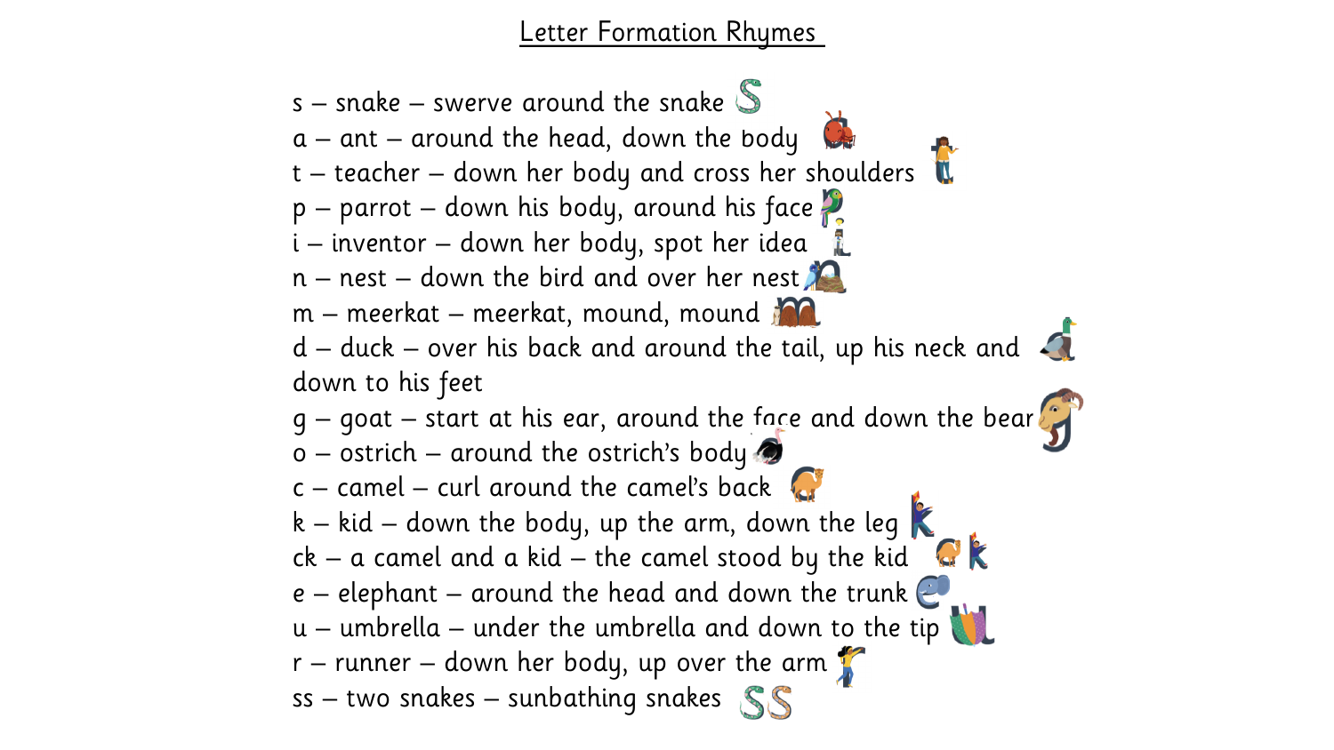# Letter Formation Rhymes

s – snake – swerve around the snake

a – ant – around the head, down the body

t – teacher – down her body and cross her shoulders

p – parrot – down his body, around his face

i – inventor – down her body, spot her idea

n – nest – down the bird and over her nest

m – meerkat – meerkat, mound, mound

d – duck – over his back and around the tail, up his neck and down to his feet

g – goat – start at his ear, around the face and down the bear

o – ostrich – around the ostrich's body

c – camel – curl around the camel's back

k – kid – down the body, up the arm, down the leg

ck – a camel and a kid – the camel stood by the kid

e – elephant – around the head and down the trunk

u – umbrella – under the umbrella and down to the tip

r – runner – down her body, up over the arm

ss – two snakes – sunbathing snakes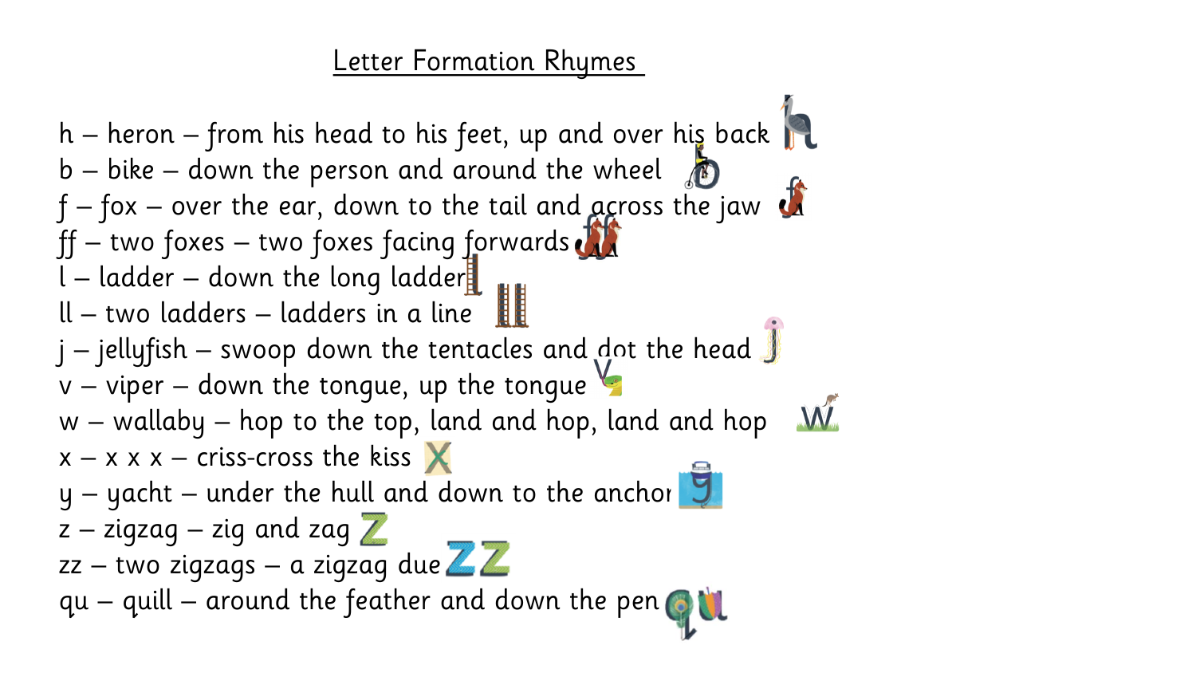# Letter Formation Rhymes

h – heron – from his head to his feet, up and over his back

b – bike – down the person and around the wheel

f – fox – over the ear, down to the tail and across the jaw

ff – two foxes – two foxes facing forwards

l – ladder – down the long ladder

ll – two ladders – ladders in a line

j – jellyfish – swoop down the tentacles and dot the head

v – viper – down the tongue, up the tongue

w – wallaby – hop to the top, land and hop, land and hop

x – x x x – criss-cross the kiss

y – yacht – under the hull and down to the anchor

z – zigzag – zig and zag

zz – two zigzags – a zigzag due

qu – quill – around the feather and down the pen